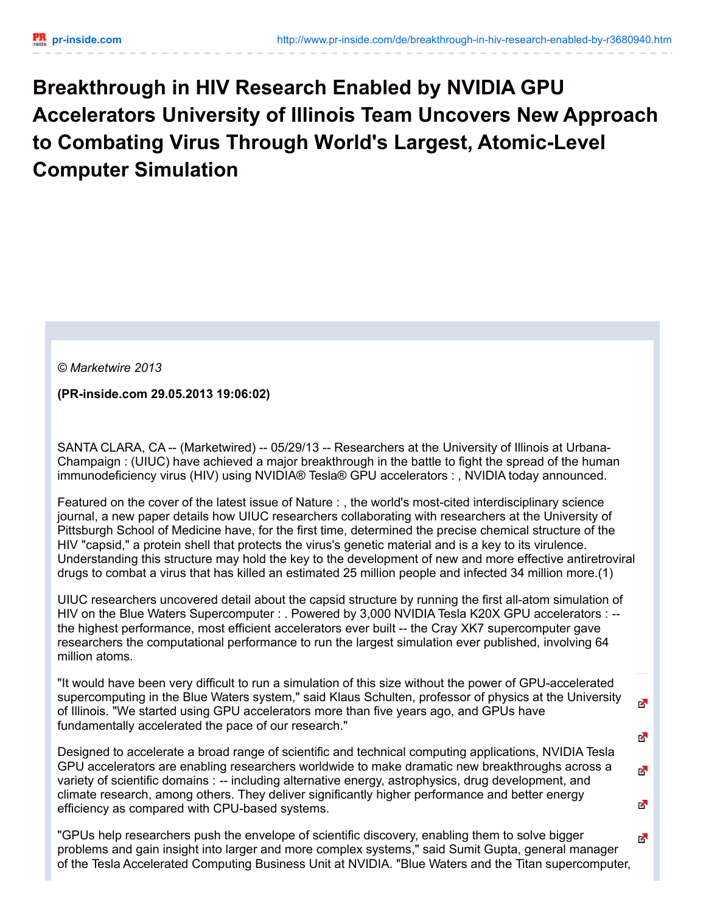# Breakthrough in HIV Research Enabled by NVIDIA GPU Accelerators University of Illinois Team Uncovers New Approach to Combating Virus Through World's Largest, Atomic-Level Computer Simulation

*© Marketwire 2013*

**(PR-inside.com 29.05.2013 19:06:02)**

SANTA CLARA, CA -- (Marketwired) -- 05/29/13 -- Researchers at the University of Illinois at Urbana-Champaign : (UIUC) have achieved a major breakthrough in the battle to fight the spread of the human immunodeficiency virus (HIV) using NVIDIA® Tesla® GPU accelerators : , NVIDIA today announced.

Featured on the cover of the latest issue of Nature : , the world's most-cited interdisciplinary science journal, a new paper details how UIUC researchers collaborating with researchers at the University of Pittsburgh School of Medicine have, for the first time, determined the precise chemical structure of the HIV "capsid," a protein shell that protects the virus's genetic material and is a key to its virulence. Understanding this structure may hold the key to the development of new and more effective antiretroviral drugs to combat a virus that has killed an estimated 25 million people and infected 34 million more.(1)

UIUC researchers uncovered detail about the capsid structure by running the first all-atom simulation of HIV on the Blue Waters Supercomputer : . Powered by 3,000 NVIDIA Tesla K20X GPU accelerators : -- the highest performance, most efficient accelerators ever built -- the Cray XK7 supercomputer gave researchers the computational performance to run the largest simulation ever published, involving 64 million atoms.

"It would have been very difficult to run a simulation of this size without the power of GPU-accelerated supercomputing in the Blue Waters system," said Klaus Schulten, professor of physics at the University of Illinois. "We started using GPU accelerators more than five years ago, and GPUs have fundamentally accelerated the pace of our research."

Designed to accelerate a broad range of scientific and technical computing applications, NVIDIA Tesla GPU accelerators are enabling researchers worldwide to make dramatic new breakthroughs across a variety of scientific domains : -- including alternative energy, astrophysics, drug development, and climate research, among others. They deliver significantly higher performance and better energy efficiency as compared with CPU-based systems.

"GPUs help researchers push the envelope of scientific discovery, enabling them to solve bigger problems and gain insight into larger and more complex systems," said Sumit Gupta, general manager of the Tesla Accelerated Computing Business Unit at NVIDIA. "Blue Waters and the Titan supercomputer,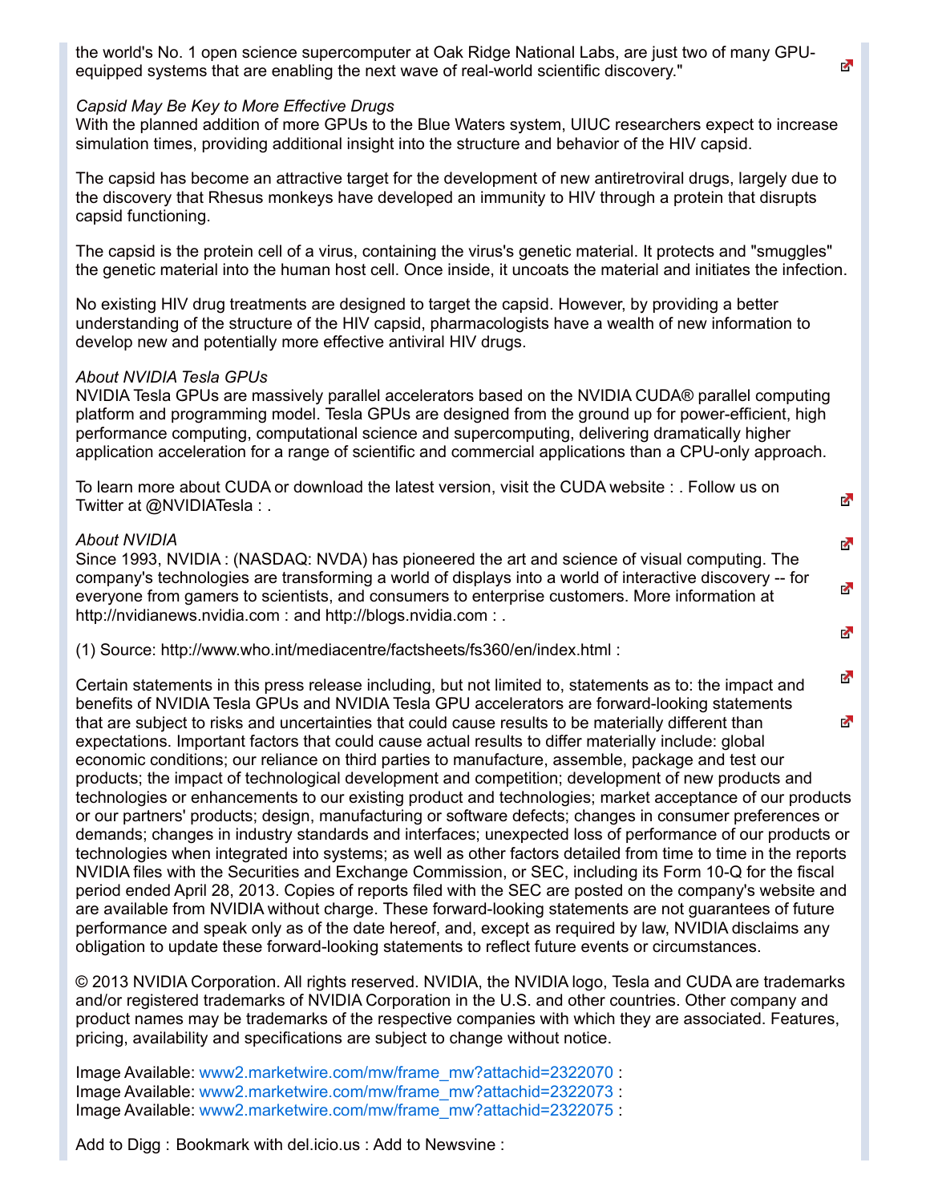the world's No. 1 open science supercomputer at Oak Ridge National Labs, are just two of many GPU-equipped systems that are enabling the next wave of real-world scientific discovery."

*Capsid May Be Key to More Effective Drugs*
With the planned addition of more GPUs to the Blue Waters system, UIUC researchers expect to increase simulation times, providing additional insight into the structure and behavior of the HIV capsid.

The capsid has become an attractive target for the development of new antiretroviral drugs, largely due to the discovery that Rhesus monkeys have developed an immunity to HIV through a protein that disrupts capsid functioning.

The capsid is the protein cell of a virus, containing the virus's genetic material. It protects and "smuggles" the genetic material into the human host cell. Once inside, it uncoats the material and initiates the infection.

No existing HIV drug treatments are designed to target the capsid. However, by providing a better understanding of the structure of the HIV capsid, pharmacologists have a wealth of new information to develop new and potentially more effective antiviral HIV drugs.

*About NVIDIA Tesla GPUs*
NVIDIA Tesla GPUs are massively parallel accelerators based on the NVIDIA CUDA® parallel computing platform and programming model. Tesla GPUs are designed from the ground up for power-efficient, high performance computing, computational science and supercomputing, delivering dramatically higher application acceleration for a range of scientific and commercial applications than a CPU-only approach.

To learn more about CUDA or download the latest version, visit the CUDA website : . Follow us on Twitter at @NVIDIATesla : .

*About NVIDIA*
Since 1993, NVIDIA : (NASDAQ: NVDA) has pioneered the art and science of visual computing. The company's technologies are transforming a world of displays into a world of interactive discovery -- for everyone from gamers to scientists, and consumers to enterprise customers. More information at http://nvidianews.nvidia.com : and http://blogs.nvidia.com : .

(1) Source: http://www.who.int/mediacentre/factsheets/fs360/en/index.html :

Certain statements in this press release including, but not limited to, statements as to: the impact and benefits of NVIDIA Tesla GPUs and NVIDIA Tesla GPU accelerators are forward-looking statements that are subject to risks and uncertainties that could cause results to be materially different than expectations. Important factors that could cause actual results to differ materially include: global economic conditions; our reliance on third parties to manufacture, assemble, package and test our products; the impact of technological development and competition; development of new products and technologies or enhancements to our existing product and technologies; market acceptance of our products or our partners' products; design, manufacturing or software defects; changes in consumer preferences or demands; changes in industry standards and interfaces; unexpected loss of performance of our products or technologies when integrated into systems; as well as other factors detailed from time to time in the reports NVIDIA files with the Securities and Exchange Commission, or SEC, including its Form 10-Q for the fiscal period ended April 28, 2013. Copies of reports filed with the SEC are posted on the company's website and are available from NVIDIA without charge. These forward-looking statements are not guarantees of future performance and speak only as of the date hereof, and, except as required by law, NVIDIA disclaims any obligation to update these forward-looking statements to reflect future events or circumstances.

© 2013 NVIDIA Corporation. All rights reserved. NVIDIA, the NVIDIA logo, Tesla and CUDA are trademarks and/or registered trademarks of NVIDIA Corporation in the U.S. and other countries. Other company and product names may be trademarks of the respective companies with which they are associated. Features, pricing, availability and specifications are subject to change without notice.

Image Available: www2.marketwire.com/mw/frame_mw?attachid=2322070 :
Image Available: www2.marketwire.com/mw/frame_mw?attachid=2322073 :
Image Available: www2.marketwire.com/mw/frame_mw?attachid=2322075 :

Add to Digg : Bookmark with del.icio.us : Add to Newsvine :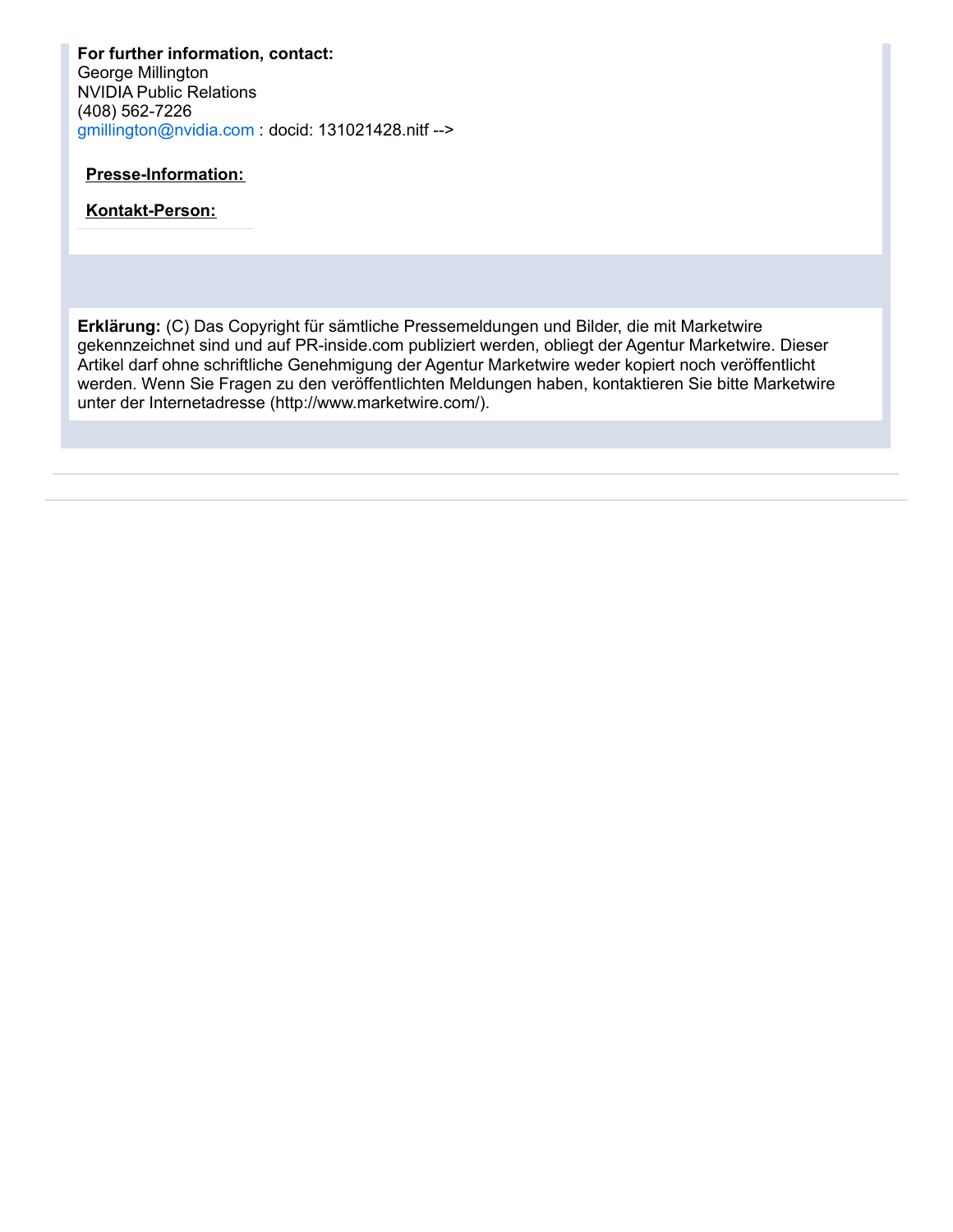**For further information, contact:**
George Millington
NVIDIA Public Relations
(408) 562-7226
gmillington@nvidia.com : docid: 131021428.nitf -->

**Presse-Information:**

**Kontakt-Person:**

**Erklärung:** (C) Das Copyright für sämtliche Pressemeldungen und Bilder, die mit Marketwire gekennzeichnet sind und auf PR-inside.com publiziert werden, obliegt der Agentur Marketwire. Dieser Artikel darf ohne schriftliche Genehmigung der Agentur Marketwire weder kopiert noch veröffentlicht werden. Wenn Sie Fragen zu den veröffentlichten Meldungen haben, kontaktieren Sie bitte Marketwire unter der Internetadresse (http://www.marketwire.com/).